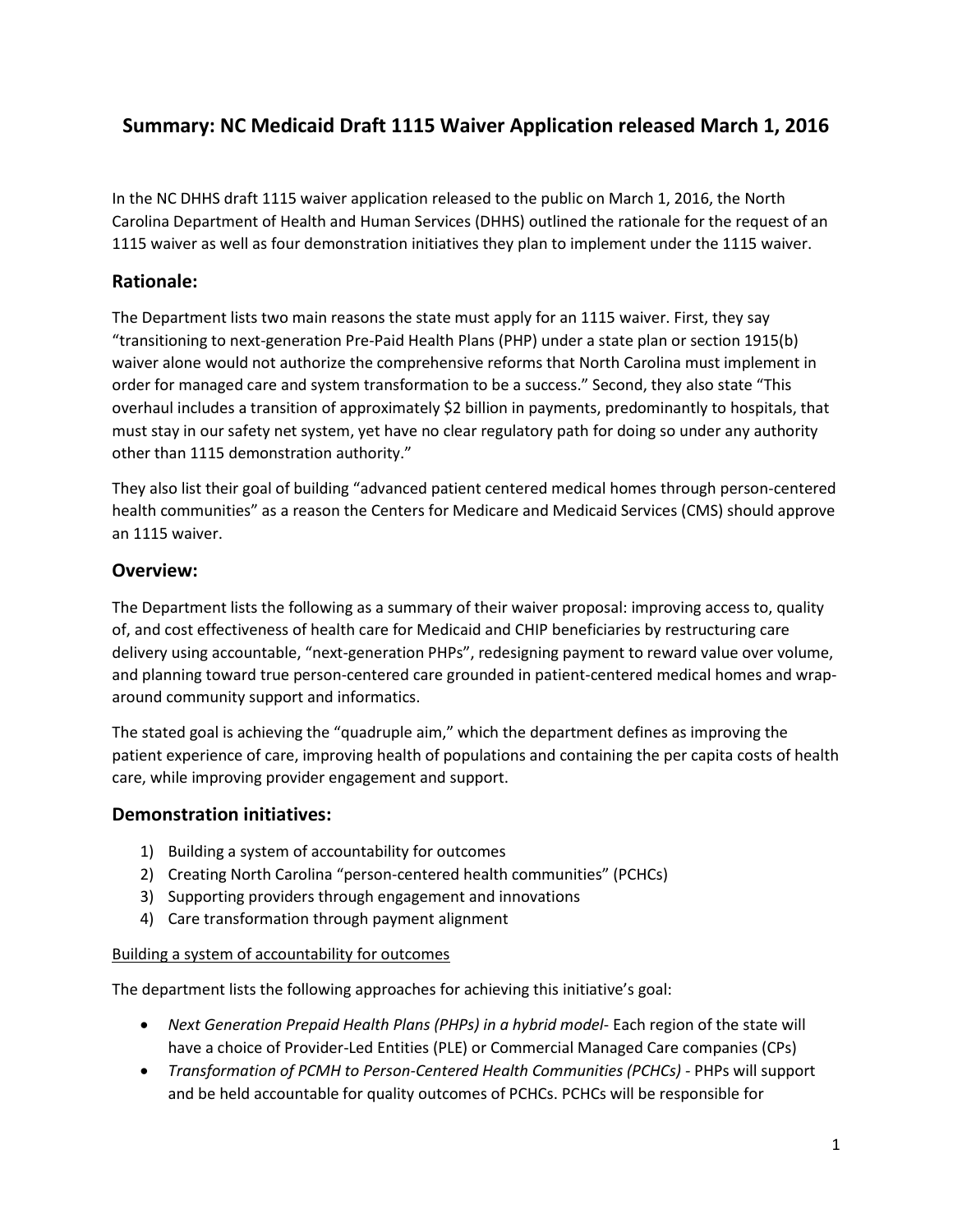# Summary: NC Medicaid Draft 1115 Waiver Application released March 1, 2016

In the NC DHHS draft 1115 waiver application released to the public on March 1, 2016, the North Carolina Department of Health and Human Services (DHHS) outlined the rationale for the request of an 1115 waiver as well as four demonstration initiatives they plan to implement under the 1115 waiver.

## Rationale:

The Department lists two main reasons the state must apply for an 1115 waiver. First, they say "transitioning to next-generation Pre-Paid Health Plans (PHP) under a state plan or section 1915(b) waiver alone would not authorize the comprehensive reforms that North Carolina must implement in order for managed care and system transformation to be a success." Second, they also state "This overhaul includes a transition of approximately $2 billion in payments, predominantly to hospitals, that must stay in our safety net system, yet have no clear regulatory path for doing so under any authority other than 1115 demonstration authority."

They also list their goal of building "advanced patient centered medical homes through person-centered health communities" as a reason the Centers for Medicare and Medicaid Services (CMS) should approve an 1115 waiver.

## Overview:

The Department lists the following as a summary of their waiver proposal: improving access to, quality of, and cost effectiveness of health care for Medicaid and CHIP beneficiaries by restructuring care delivery using accountable, "next-generation PHPs", redesigning payment to reward value over volume, and planning toward true person-centered care grounded in patient-centered medical homes and wrap-around community support and informatics.

The stated goal is achieving the "quadruple aim," which the department defines as improving the patient experience of care, improving health of populations and containing the per capita costs of health care, while improving provider engagement and support.

## Demonstration initiatives:

1) Building a system of accountability for outcomes
2) Creating North Carolina "person-centered health communities" (PCHCs)
3) Supporting providers through engagement and innovations
4) Care transformation through payment alignment

<u>Building a system of accountability for outcomes</u>

The department lists the following approaches for achieving this initiative's goal:

- *Next Generation Prepaid Health Plans (PHPs) in a hybrid model*- Each region of the state will have a choice of Provider-Led Entities (PLE) or Commercial Managed Care companies (CPs)
- *Transformation of PCMH to Person-Centered Health Communities (PCHCs)* - PHPs will support and be held accountable for quality outcomes of PCHCs. PCHCs will be responsible for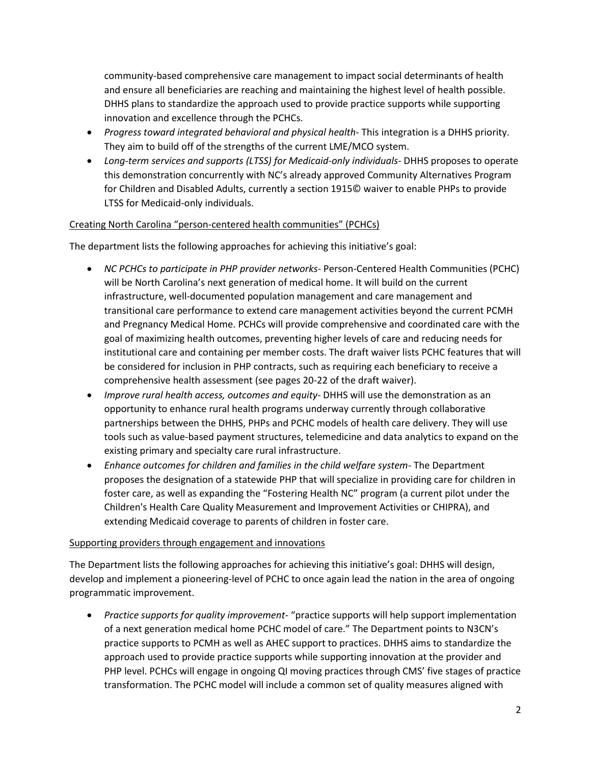community-based comprehensive care management to impact social determinants of health and ensure all beneficiaries are reaching and maintaining the highest level of health possible. DHHS plans to standardize the approach used to provide practice supports while supporting innovation and excellence through the PCHCs.

- *Progress toward integrated behavioral and physical health*- This integration is a DHHS priority. They aim to build off of the strengths of the current LME/MCO system.
- *Long-term services and supports (LTSS) for Medicaid-only individuals*- DHHS proposes to operate this demonstration concurrently with NC's already approved Community Alternatives Program for Children and Disabled Adults, currently a section 1915© waiver to enable PHPs to provide LTSS for Medicaid-only individuals.

<u>Creating North Carolina "person-centered health communities" (PCHCs)</u>

The department lists the following approaches for achieving this initiative's goal:

- *NC PCHCs to participate in PHP provider networks*- Person-Centered Health Communities (PCHC) will be North Carolina's next generation of medical home. It will build on the current infrastructure, well-documented population management and care management and transitional care performance to extend care management activities beyond the current PCMH and Pregnancy Medical Home. PCHCs will provide comprehensive and coordinated care with the goal of maximizing health outcomes, preventing higher levels of care and reducing needs for institutional care and containing per member costs. The draft waiver lists PCHC features that will be considered for inclusion in PHP contracts, such as requiring each beneficiary to receive a comprehensive health assessment (see pages 20-22 of the draft waiver).
- *Improve rural health access, outcomes and equity*- DHHS will use the demonstration as an opportunity to enhance rural health programs underway currently through collaborative partnerships between the DHHS, PHPs and PCHC models of health care delivery. They will use tools such as value-based payment structures, telemedicine and data analytics to expand on the existing primary and specialty care rural infrastructure.
- *Enhance outcomes for children and families in the child welfare system*- The Department proposes the designation of a statewide PHP that will specialize in providing care for children in foster care, as well as expanding the "Fostering Health NC" program (a current pilot under the Children's Health Care Quality Measurement and Improvement Activities or CHIPRA), and extending Medicaid coverage to parents of children in foster care.

<u>Supporting providers through engagement and innovations</u>

The Department lists the following approaches for achieving this initiative's goal: DHHS will design, develop and implement a pioneering-level of PCHC to once again lead the nation in the area of ongoing programmatic improvement.

- *Practice supports for quality improvement*- "practice supports will help support implementation of a next generation medical home PCHC model of care." The Department points to N3CN's practice supports to PCMH as well as AHEC support to practices. DHHS aims to standardize the approach used to provide practice supports while supporting innovation at the provider and PHP level. PCHCs will engage in ongoing QI moving practices through CMS' five stages of practice transformation. The PCHC model will include a common set of quality measures aligned with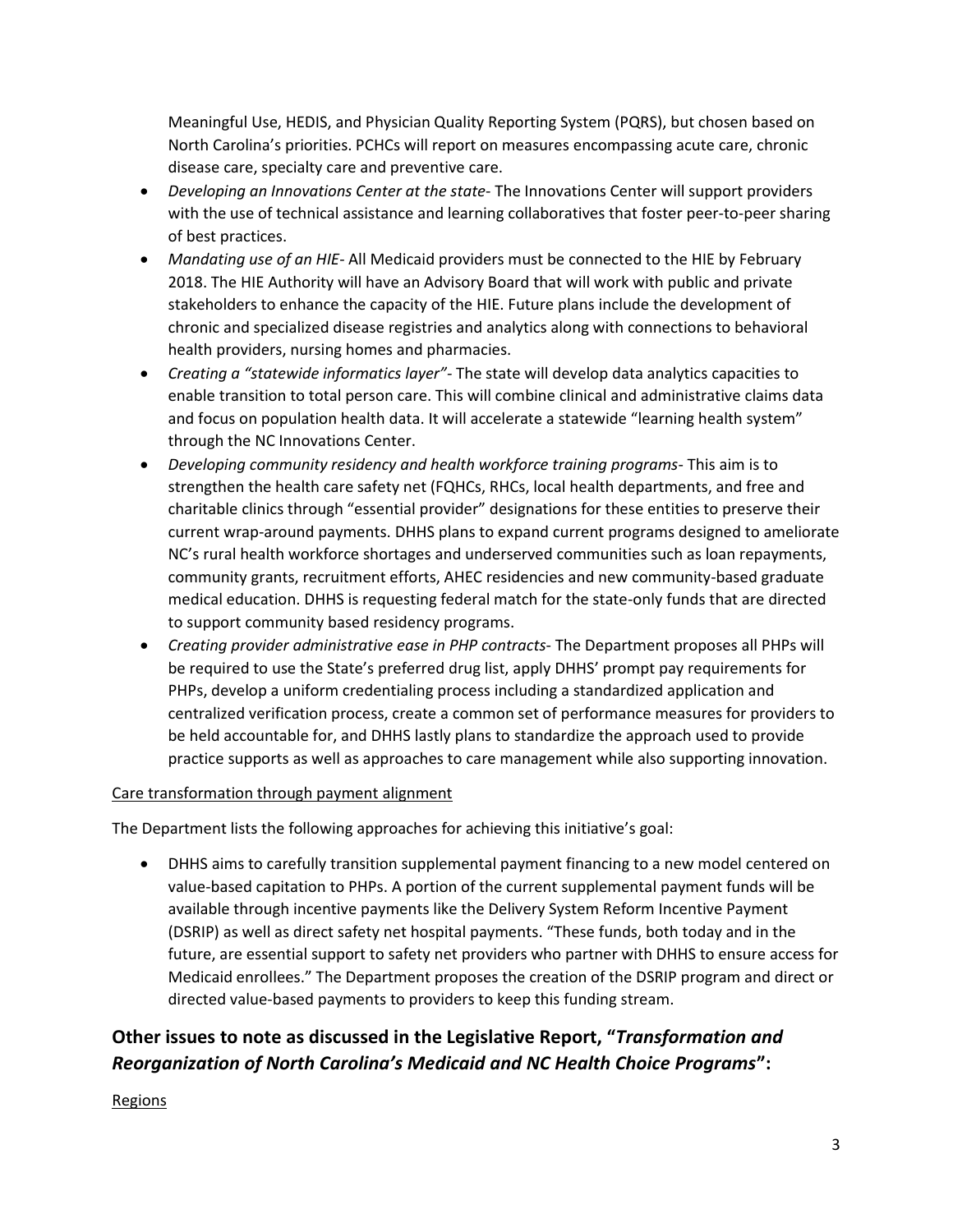Meaningful Use, HEDIS, and Physician Quality Reporting System (PQRS), but chosen based on North Carolina's priorities. PCHCs will report on measures encompassing acute care, chronic disease care, specialty care and preventive care.

- *Developing an Innovations Center at the state*- The Innovations Center will support providers with the use of technical assistance and learning collaboratives that foster peer-to-peer sharing of best practices.
- *Mandating use of an HIE*- All Medicaid providers must be connected to the HIE by February 2018. The HIE Authority will have an Advisory Board that will work with public and private stakeholders to enhance the capacity of the HIE. Future plans include the development of chronic and specialized disease registries and analytics along with connections to behavioral health providers, nursing homes and pharmacies.
- *Creating a "statewide informatics layer"*- The state will develop data analytics capacities to enable transition to total person care. This will combine clinical and administrative claims data and focus on population health data. It will accelerate a statewide "learning health system" through the NC Innovations Center.
- *Developing community residency and health workforce training programs*- This aim is to strengthen the health care safety net (FQHCs, RHCs, local health departments, and free and charitable clinics through "essential provider" designations for these entities to preserve their current wrap-around payments. DHHS plans to expand current programs designed to ameliorate NC's rural health workforce shortages and underserved communities such as loan repayments, community grants, recruitment efforts, AHEC residencies and new community-based graduate medical education. DHHS is requesting federal match for the state-only funds that are directed to support community based residency programs.
- *Creating provider administrative ease in PHP contracts*- The Department proposes all PHPs will be required to use the State's preferred drug list, apply DHHS' prompt pay requirements for PHPs, develop a uniform credentialing process including a standardized application and centralized verification process, create a common set of performance measures for providers to be held accountable for, and DHHS lastly plans to standardize the approach used to provide practice supports as well as approaches to care management while also supporting innovation.

<u>Care transformation through payment alignment</u>

The Department lists the following approaches for achieving this initiative's goal:

- DHHS aims to carefully transition supplemental payment financing to a new model centered on value-based capitation to PHPs. A portion of the current supplemental payment funds will be available through incentive payments like the Delivery System Reform Incentive Payment (DSRIP) as well as direct safety net hospital payments. "These funds, both today and in the future, are essential support to safety net providers who partner with DHHS to ensure access for Medicaid enrollees." The Department proposes the creation of the DSRIP program and direct or directed value-based payments to providers to keep this funding stream.

## Other issues to note as discussed in the Legislative Report, "*Transformation and Reorganization of North Carolina's Medicaid and NC Health Choice Programs*":

<u>Regions</u>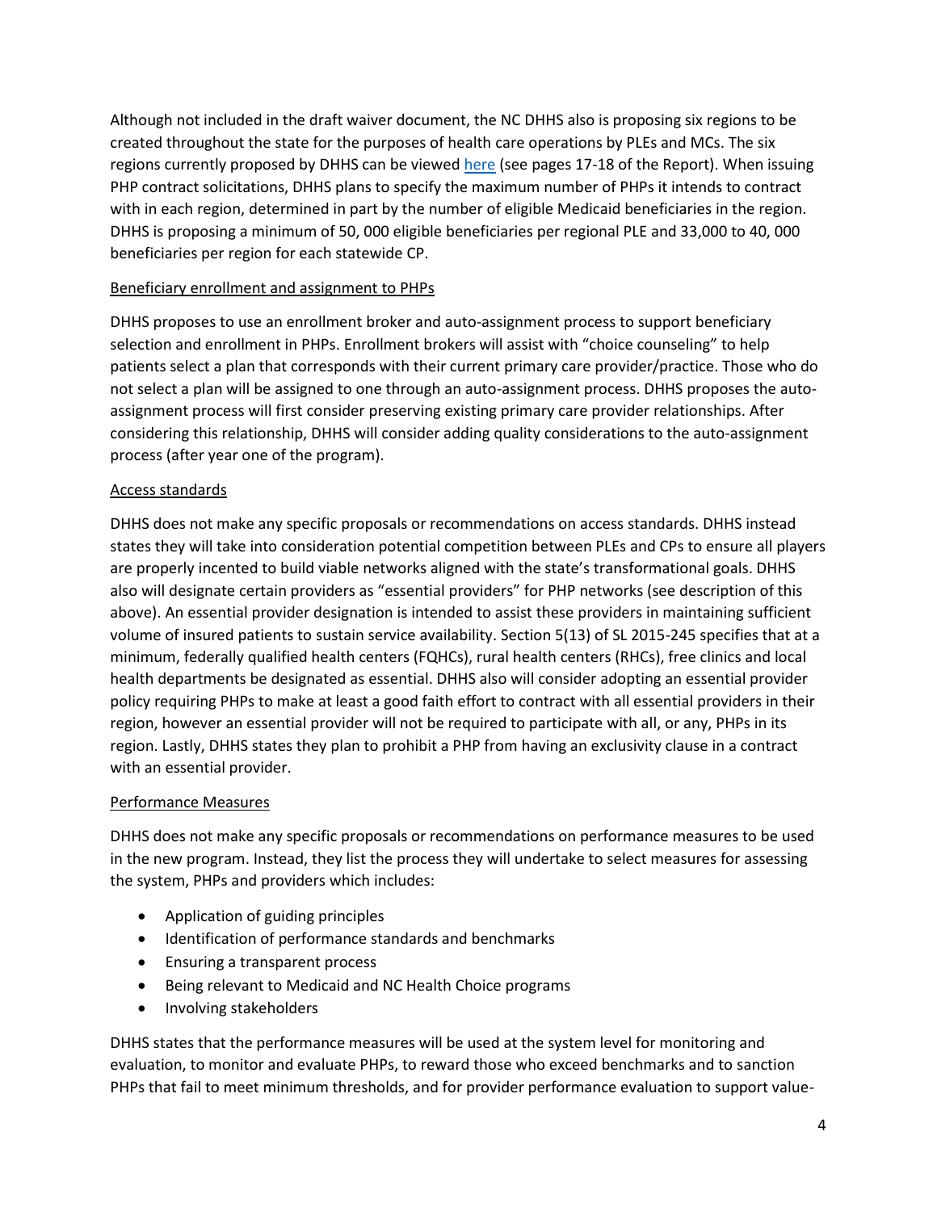Although not included in the draft waiver document, the NC DHHS also is proposing six regions to be created throughout the state for the purposes of health care operations by PLEs and MCs. The six regions currently proposed by DHHS can be viewed [here](#) (see pages 17-18 of the Report). When issuing PHP contract solicitations, DHHS plans to specify the maximum number of PHPs it intends to contract with in each region, determined in part by the number of eligible Medicaid beneficiaries in the region. DHHS is proposing a minimum of 50, 000 eligible beneficiaries per regional PLE and 33,000 to 40, 000 beneficiaries per region for each statewide CP.

Beneficiary enrollment and assignment to PHPs

DHHS proposes to use an enrollment broker and auto-assignment process to support beneficiary selection and enrollment in PHPs. Enrollment brokers will assist with "choice counseling" to help patients select a plan that corresponds with their current primary care provider/practice. Those who do not select a plan will be assigned to one through an auto-assignment process. DHHS proposes the auto-assignment process will first consider preserving existing primary care provider relationships. After considering this relationship, DHHS will consider adding quality considerations to the auto-assignment process (after year one of the program).

Access standards

DHHS does not make any specific proposals or recommendations on access standards. DHHS instead states they will take into consideration potential competition between PLEs and CPs to ensure all players are properly incented to build viable networks aligned with the state's transformational goals. DHHS also will designate certain providers as "essential providers" for PHP networks (see description of this above). An essential provider designation is intended to assist these providers in maintaining sufficient volume of insured patients to sustain service availability. Section 5(13) of SL 2015-245 specifies that at a minimum, federally qualified health centers (FQHCs), rural health centers (RHCs), free clinics and local health departments be designated as essential. DHHS also will consider adopting an essential provider policy requiring PHPs to make at least a good faith effort to contract with all essential providers in their region, however an essential provider will not be required to participate with all, or any, PHPs in its region. Lastly, DHHS states they plan to prohibit a PHP from having an exclusivity clause in a contract with an essential provider.

Performance Measures

DHHS does not make any specific proposals or recommendations on performance measures to be used in the new program. Instead, they list the process they will undertake to select measures for assessing the system, PHPs and providers which includes:

- Application of guiding principles
- Identification of performance standards and benchmarks
- Ensuring a transparent process
- Being relevant to Medicaid and NC Health Choice programs
- Involving stakeholders

DHHS states that the performance measures will be used at the system level for monitoring and evaluation, to monitor and evaluate PHPs, to reward those who exceed benchmarks and to sanction PHPs that fail to meet minimum thresholds, and for provider performance evaluation to support value-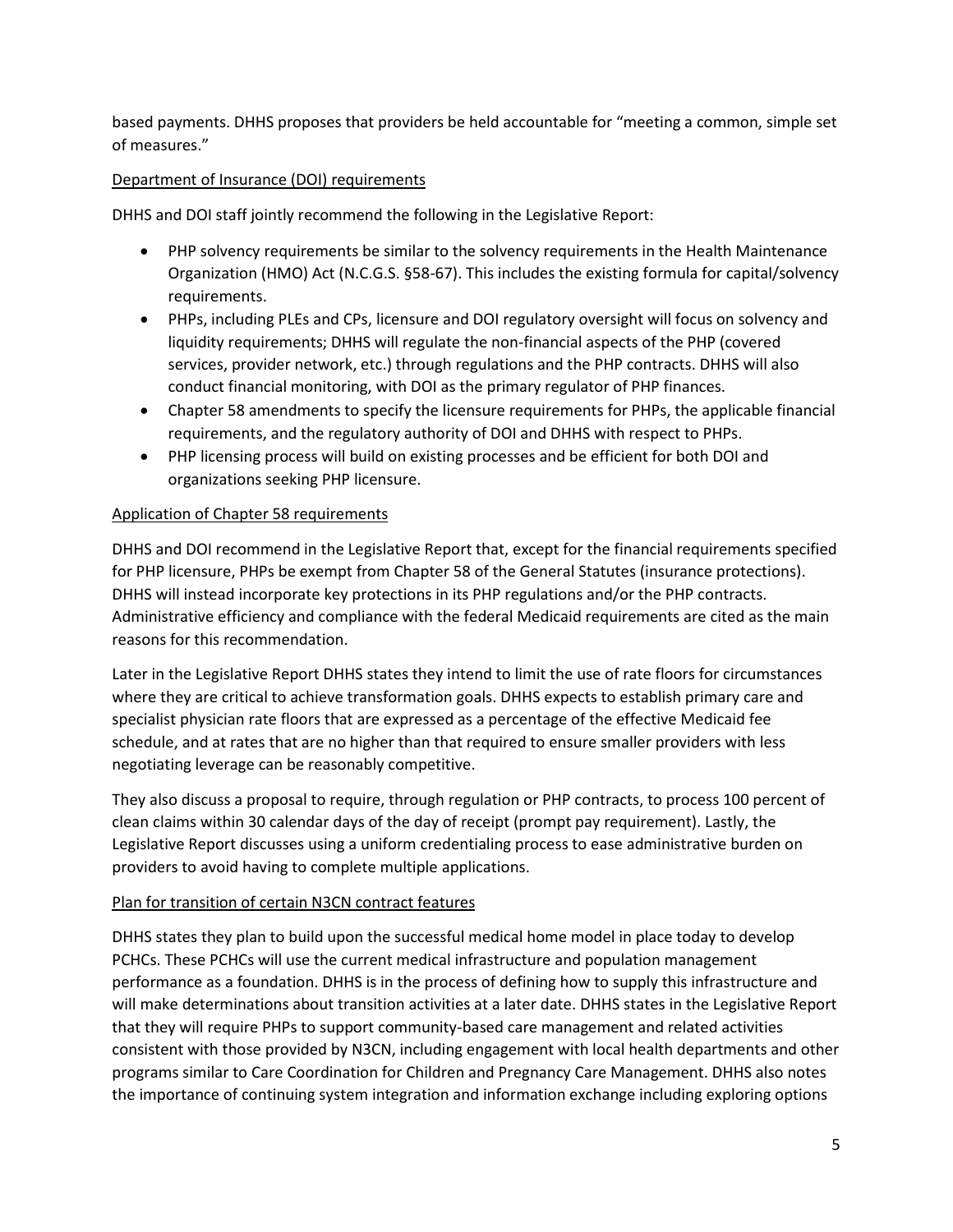based payments. DHHS proposes that providers be held accountable for "meeting a common, simple set of measures."

<u>Department of Insurance (DOI) requirements</u>

DHHS and DOI staff jointly recommend the following in the Legislative Report:

- PHP solvency requirements be similar to the solvency requirements in the Health Maintenance Organization (HMO) Act (N.C.G.S. §58-67). This includes the existing formula for capital/solvency requirements.
- PHPs, including PLEs and CPs, licensure and DOI regulatory oversight will focus on solvency and liquidity requirements; DHHS will regulate the non-financial aspects of the PHP (covered services, provider network, etc.) through regulations and the PHP contracts. DHHS will also conduct financial monitoring, with DOI as the primary regulator of PHP finances.
- Chapter 58 amendments to specify the licensure requirements for PHPs, the applicable financial requirements, and the regulatory authority of DOI and DHHS with respect to PHPs.
- PHP licensing process will build on existing processes and be efficient for both DOI and organizations seeking PHP licensure.

<u>Application of Chapter 58 requirements</u>

DHHS and DOI recommend in the Legislative Report that, except for the financial requirements specified for PHP licensure, PHPs be exempt from Chapter 58 of the General Statutes (insurance protections). DHHS will instead incorporate key protections in its PHP regulations and/or the PHP contracts. Administrative efficiency and compliance with the federal Medicaid requirements are cited as the main reasons for this recommendation.

Later in the Legislative Report DHHS states they intend to limit the use of rate floors for circumstances where they are critical to achieve transformation goals. DHHS expects to establish primary care and specialist physician rate floors that are expressed as a percentage of the effective Medicaid fee schedule, and at rates that are no higher than that required to ensure smaller providers with less negotiating leverage can be reasonably competitive.

They also discuss a proposal to require, through regulation or PHP contracts, to process 100 percent of clean claims within 30 calendar days of the day of receipt (prompt pay requirement). Lastly, the Legislative Report discusses using a uniform credentialing process to ease administrative burden on providers to avoid having to complete multiple applications.

<u>Plan for transition of certain N3CN contract features</u>

DHHS states they plan to build upon the successful medical home model in place today to develop PCHCs. These PCHCs will use the current medical infrastructure and population management performance as a foundation. DHHS is in the process of defining how to supply this infrastructure and will make determinations about transition activities at a later date. DHHS states in the Legislative Report that they will require PHPs to support community-based care management and related activities consistent with those provided by N3CN, including engagement with local health departments and other programs similar to Care Coordination for Children and Pregnancy Care Management. DHHS also notes the importance of continuing system integration and information exchange including exploring options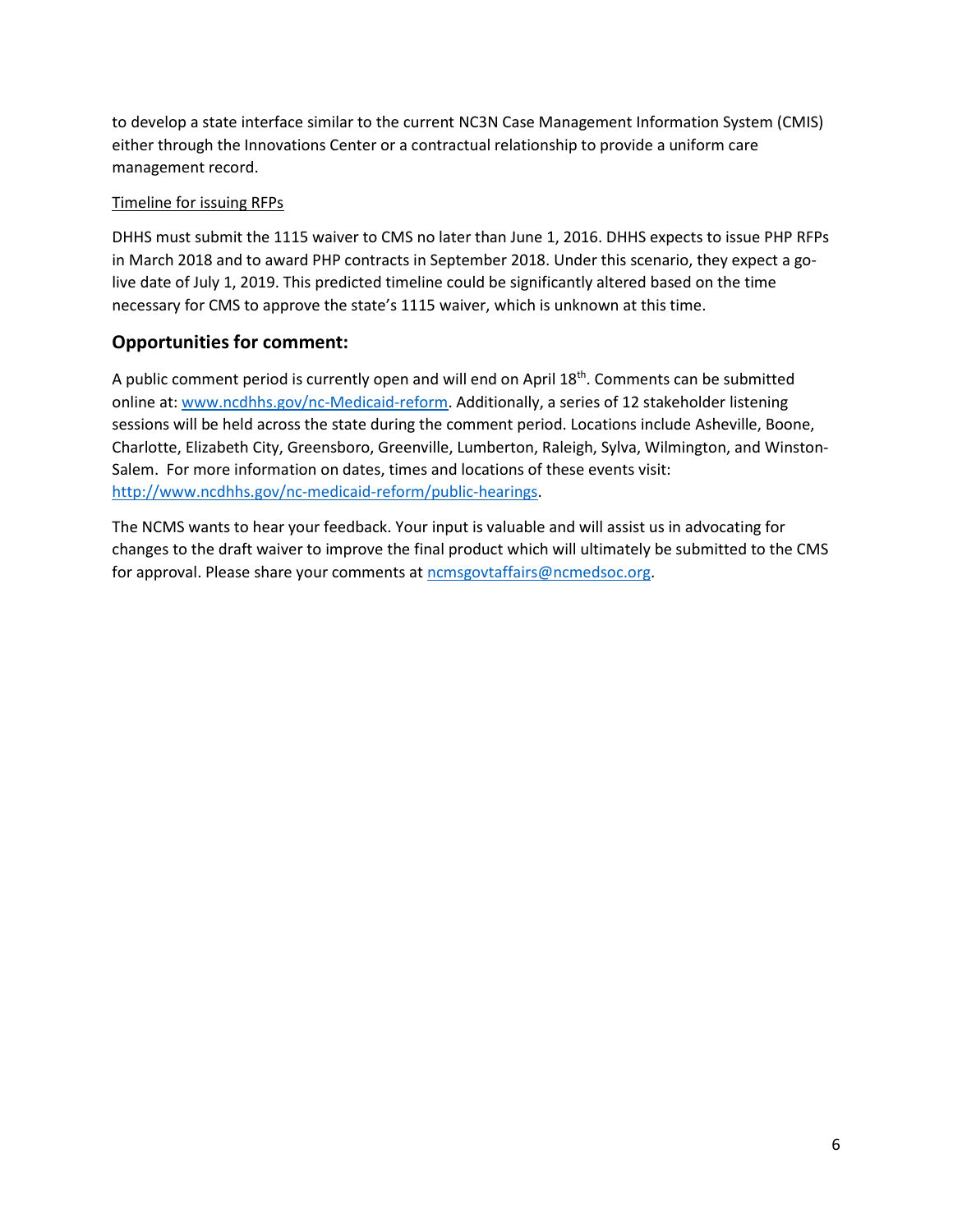to develop a state interface similar to the current NC3N Case Management Information System (CMIS) either through the Innovations Center or a contractual relationship to provide a uniform care management record.

Timeline for issuing RFPs

DHHS must submit the 1115 waiver to CMS no later than June 1, 2016. DHHS expects to issue PHP RFPs in March 2018 and to award PHP contracts in September 2018. Under this scenario, they expect a go-live date of July 1, 2019. This predicted timeline could be significantly altered based on the time necessary for CMS to approve the state's 1115 waiver, which is unknown at this time.

## Opportunities for comment:

A public comment period is currently open and will end on April 18th. Comments can be submitted online at: www.ncdhhs.gov/nc-Medicaid-reform. Additionally, a series of 12 stakeholder listening sessions will be held across the state during the comment period. Locations include Asheville, Boone, Charlotte, Elizabeth City, Greensboro, Greenville, Lumberton, Raleigh, Sylva, Wilmington, and Winston-Salem. For more information on dates, times and locations of these events visit: http://www.ncdhhs.gov/nc-medicaid-reform/public-hearings.

The NCMS wants to hear your feedback. Your input is valuable and will assist us in advocating for changes to the draft waiver to improve the final product which will ultimately be submitted to the CMS for approval. Please share your comments at ncmsgovtaffairs@ncmedsoc.org.